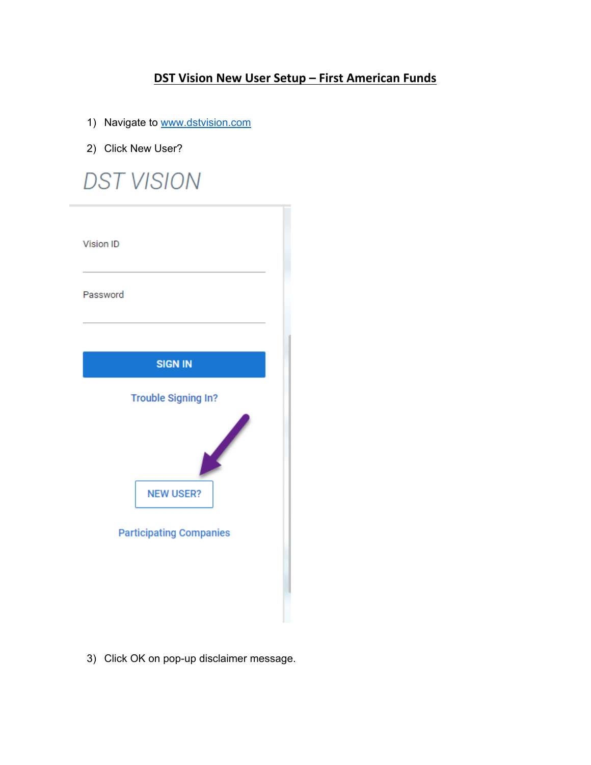# DST Vision New User Setup – First American Funds

1) Navigate to www.dstvision.com
2) Click New User?
3) Click OK on pop-up disclaimer message.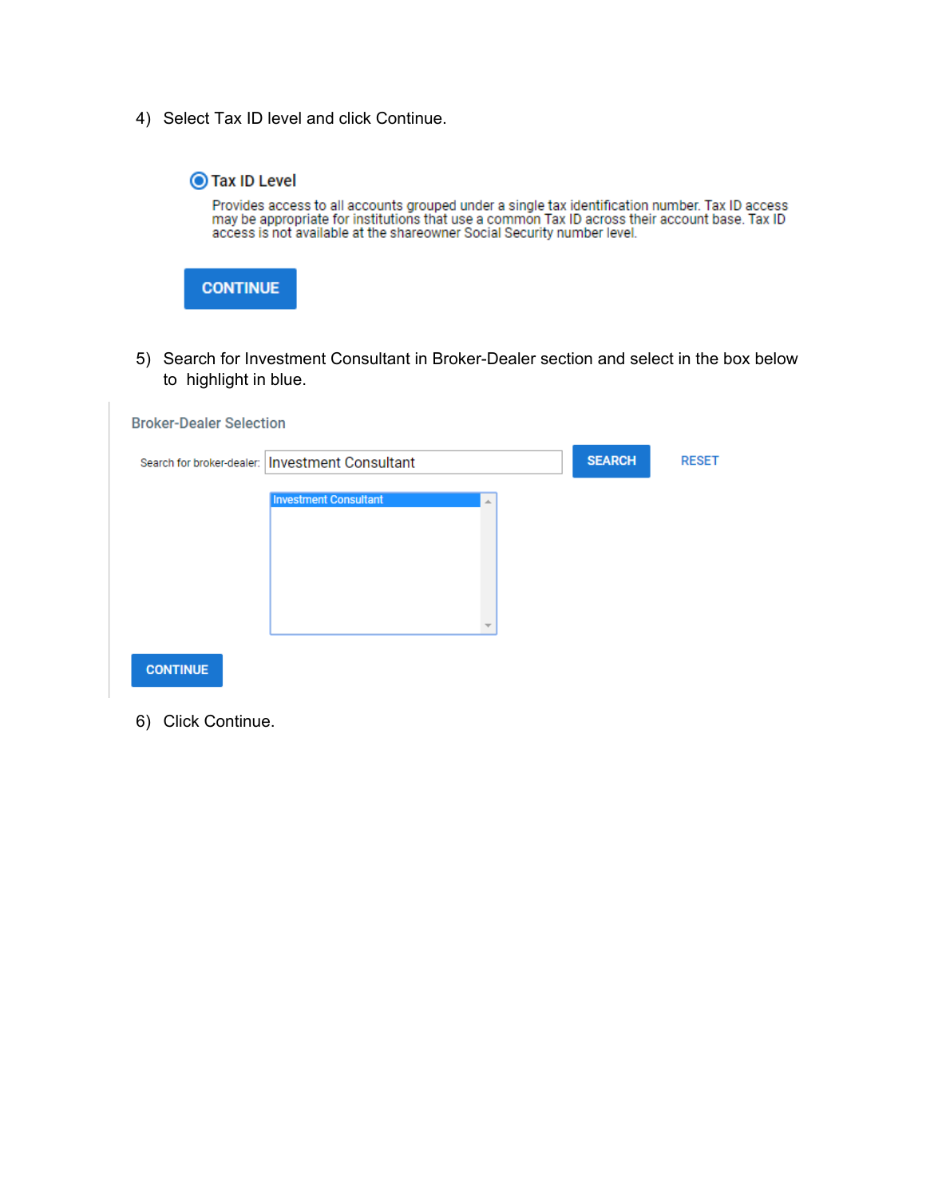4) Select Tax ID level and click Continue.

**Tax ID Level**

Provides access to all accounts grouped under a single tax identification number. Tax ID access may be appropriate for institutions that use a common Tax ID across their account base. Tax ID access is not available at the shareowner Social Security number level.

CONTINUE

5) Search for Investment Consultant in Broker-Dealer section and select in the box below to highlight in blue.

Broker-Dealer Selection

Search for broker-dealer: Investment Consultant SEARCH RESET

Investment Consultant

CONTINUE

6) Click Continue.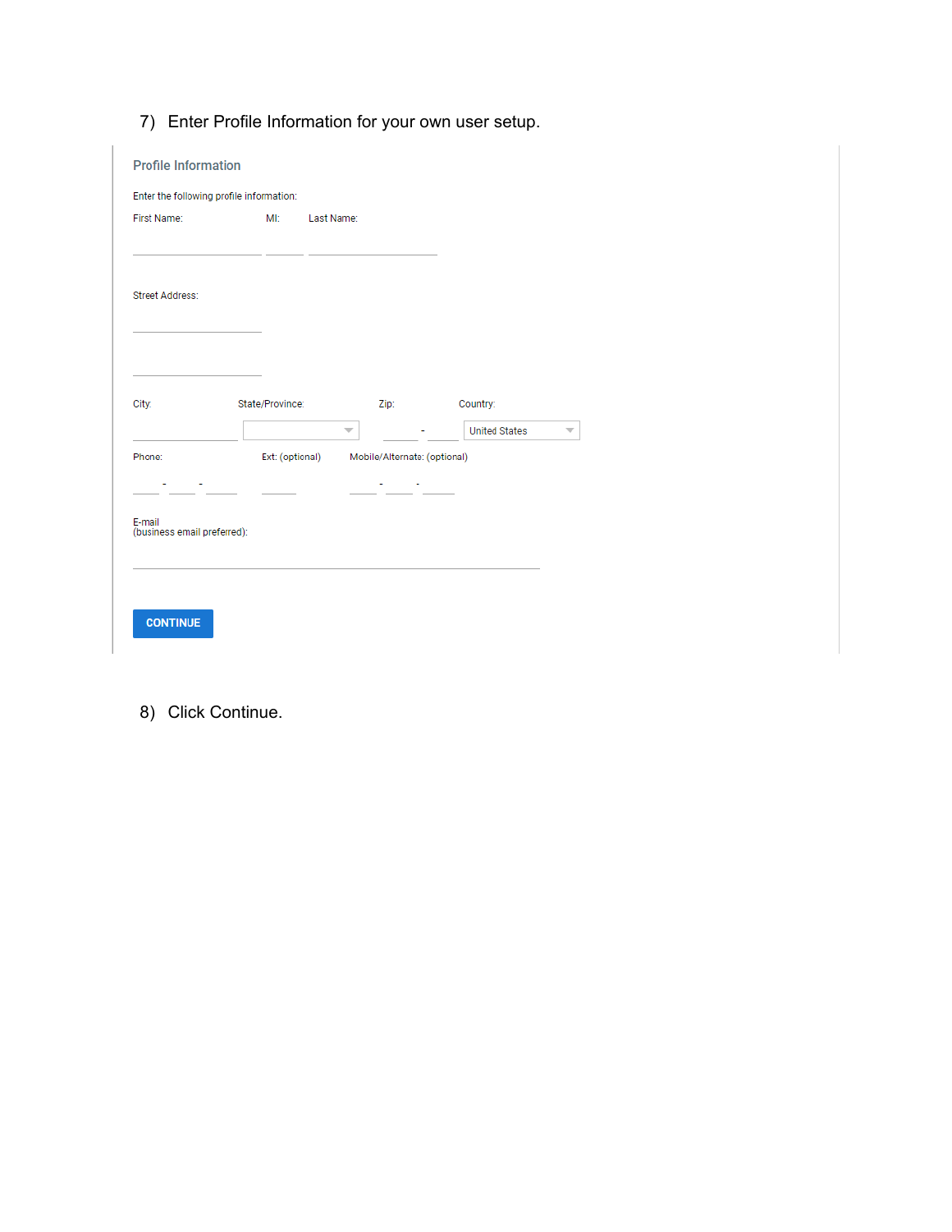7) Enter Profile Information for your own user setup.

### Profile Information

Enter the following profile information:

First Name: MI: Last Name:

Street Address:

City: State/Province: Zip: Country: United States

Phone: Ext: (optional) Mobile/Alternate: (optional)

E-mail
(business email preferred):

CONTINUE

8) Click Continue.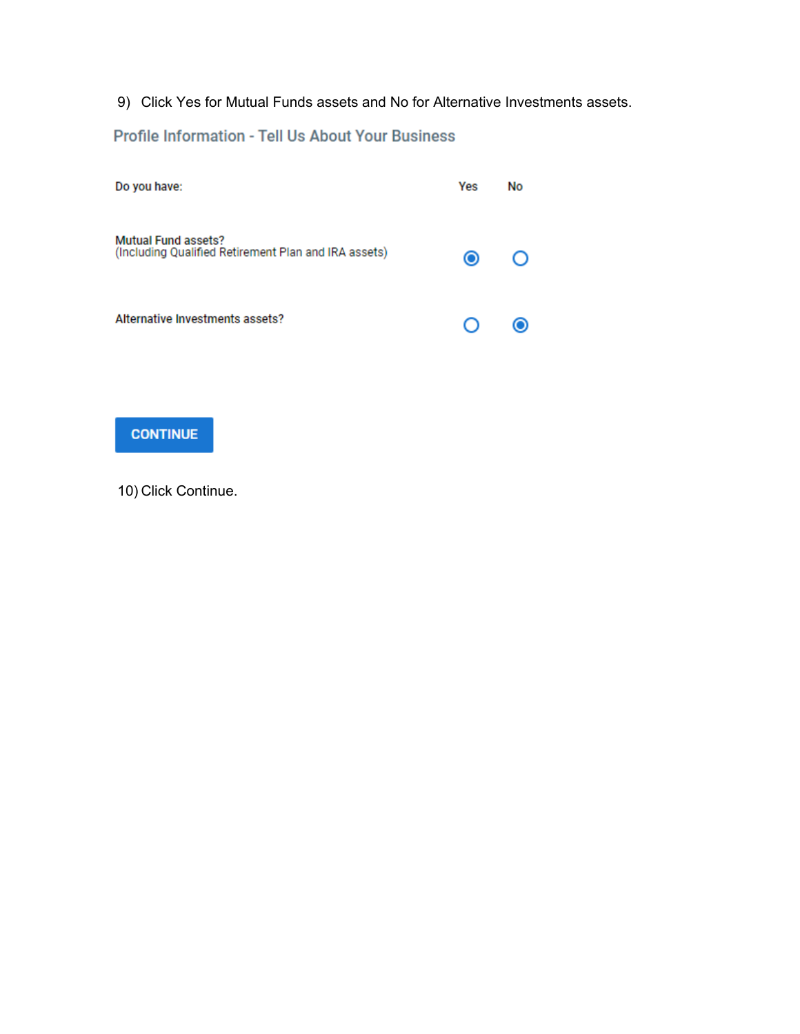9) Click Yes for Mutual Funds assets and No for Alternative Investments assets.

## Profile Information - Tell Us About Your Business

| Do you have: | Yes | No |
|---|---|---|
| Mutual Fund assets? (Including Qualified Retirement Plan and IRA assets) | ◉ | ○ |
| Alternative Investments assets? | ○ | ◉ |

**CONTINUE**

10) Click Continue.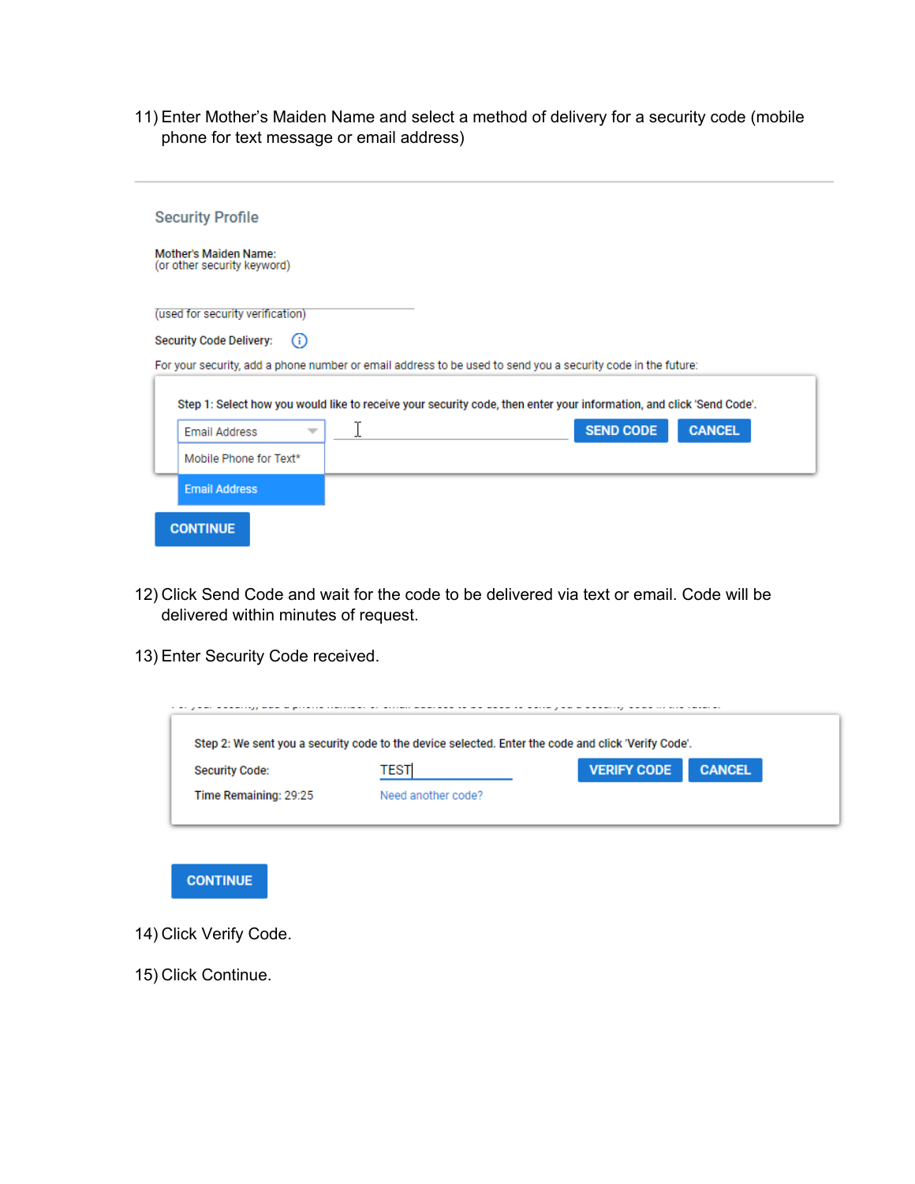11) Enter Mother's Maiden Name and select a method of delivery for a security code (mobile phone for text message or email address)

Security Profile

Mother's Maiden Name:
(or other security keyword)

(used for security verification)

Security Code Delivery:

For your security, add a phone number or email address to be used to send you a security code in the future:

Step 1: Select how you would like to receive your security code, then enter your information, and click 'Send Code'.

Email Address | SEND CODE | CANCEL

Mobile Phone for Text*

Email Address

CONTINUE

12) Click Send Code and wait for the code to be delivered via text or email. Code will be delivered within minutes of request.

13) Enter Security Code received.

Step 2: We sent you a security code to the device selected. Enter the code and click 'Verify Code'.

Security Code: TEST | VERIFY CODE | CANCEL

Time Remaining: 29:25 | Need another code?

CONTINUE

14) Click Verify Code.

15) Click Continue.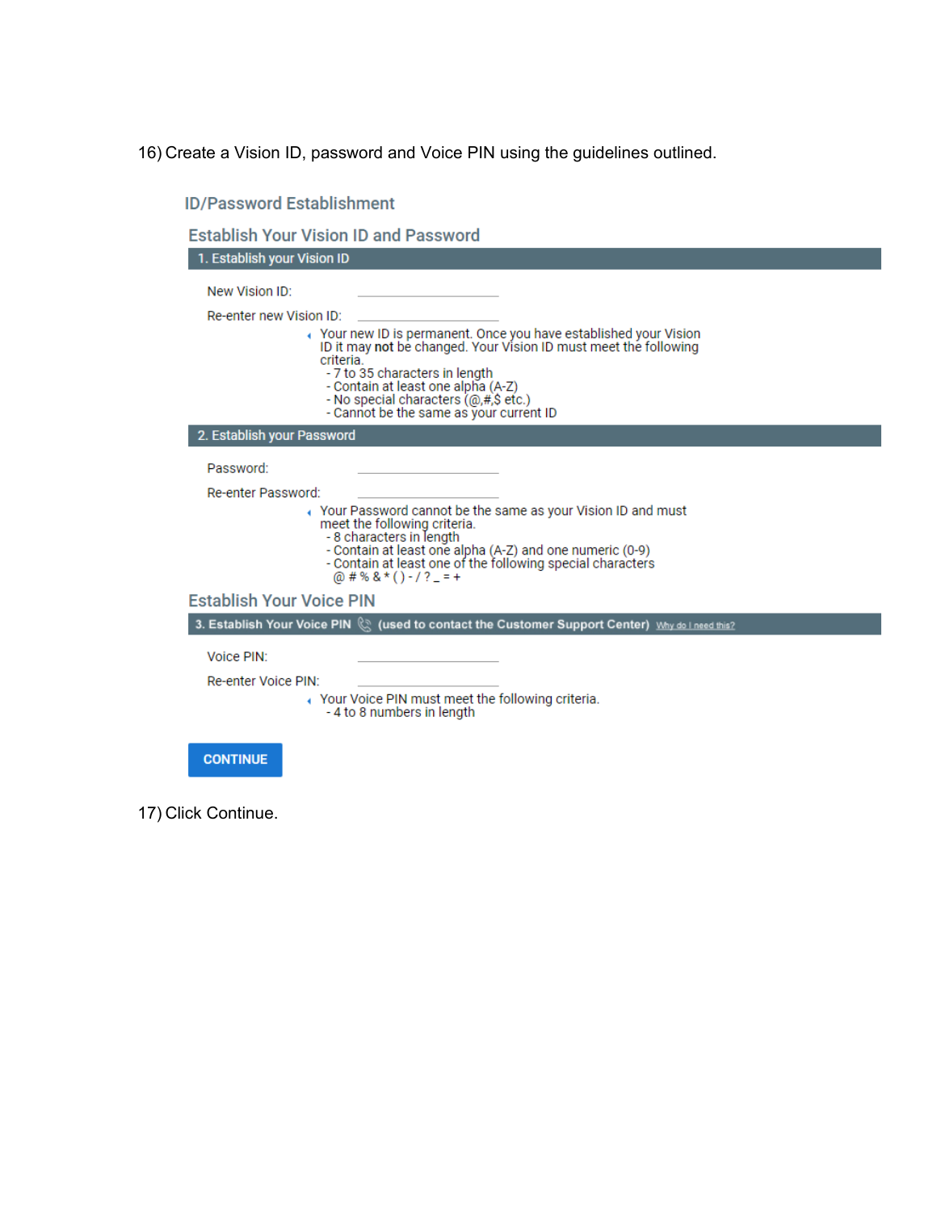16) Create a Vision ID, password and Voice PIN using the guidelines outlined.

## ID/Password Establishment

### Establish Your Vision ID and Password

**1. Establish your Vision ID**

New Vision ID: \_\_\_\_\_\_\_\_\_\_\_\_

Re-enter new Vision ID: \_\_\_\_\_\_\_\_\_\_\_\_

Your new ID is permanent. Once you have established your Vision ID it may **not** be changed. Your Vision ID must meet the following criteria.
- 7 to 35 characters in length
- Contain at least one alpha (A-Z)
- No special characters (@,#,$ etc.)
- Cannot be the same as your current ID

**2. Establish your Password**

Password: \_\_\_\_\_\_\_\_\_\_\_\_

Re-enter Password: \_\_\_\_\_\_\_\_\_\_\_\_

Your Password cannot be the same as your Vision ID and must meet the following criteria.
- 8 characters in length
- Contain at least one alpha (A-Z) and one numeric (0-9)
- Contain at least one of the following special characters @ # % & * ( ) - / ? _ = +

### Establish Your Voice PIN

**3. Establish Your Voice PIN (used to contact the Customer Support Center)** Why do I need this?

Voice PIN: \_\_\_\_\_\_\_\_\_\_\_\_

Re-enter Voice PIN: \_\_\_\_\_\_\_\_\_\_\_\_

Your Voice PIN must meet the following criteria.
- 4 to 8 numbers in length

CONTINUE

17) Click Continue.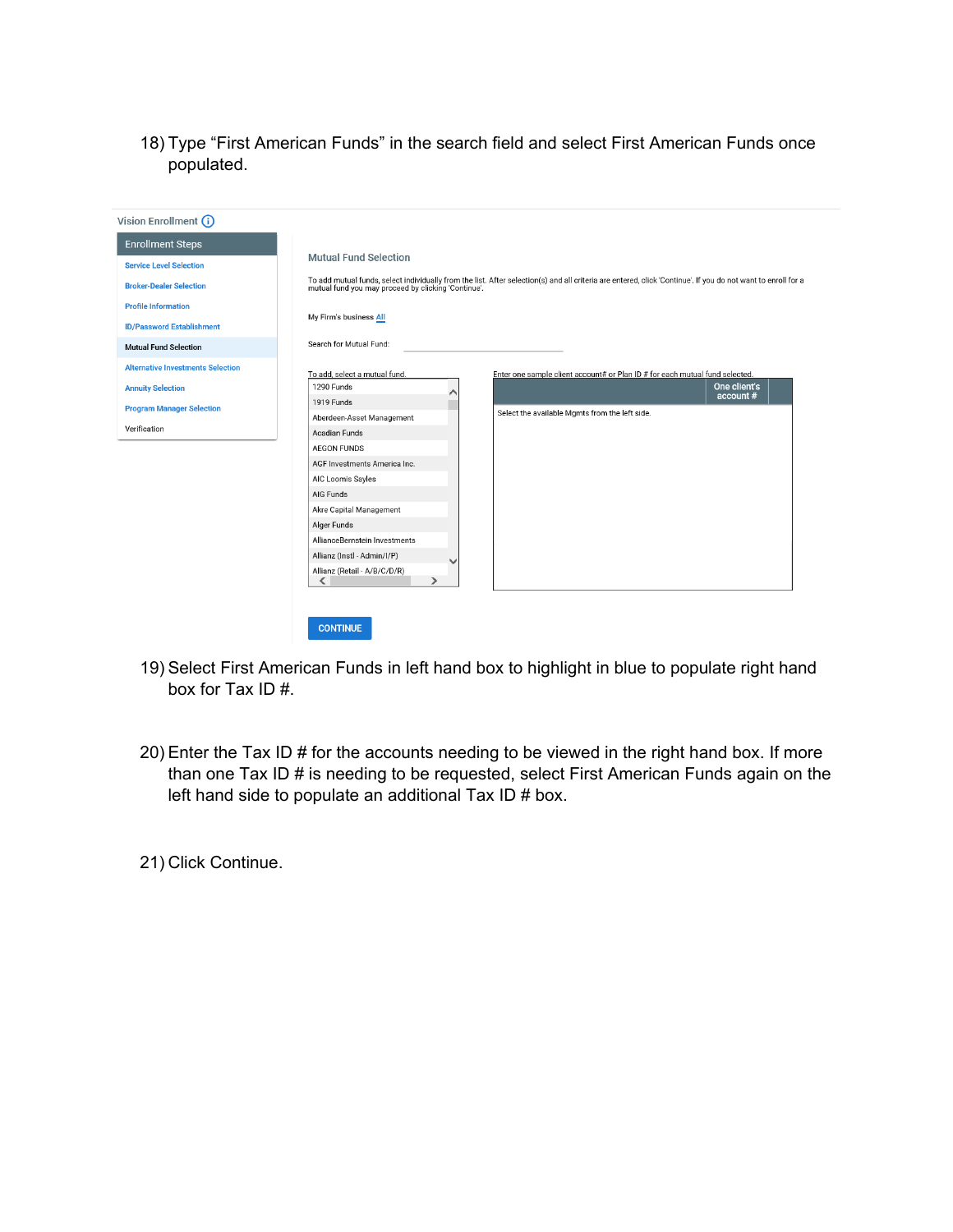18) Type "First American Funds" in the search field and select First American Funds once populated.

Vision Enrollment

Enrollment Steps

- Service Level Selection
- Broker-Dealer Selection
- Profile Information
- ID/Password Establishment
- Mutual Fund Selection
- Alternative Investments Selection
- Annuity Selection
- Program Manager Selection
- Verification

Mutual Fund Selection

To add mutual funds, select individually from the list. After selection(s) and all criteria are entered, click 'Continue'. If you do not want to enroll for a mutual fund you may proceed by clicking 'Continue'.

My Firm's business All

Search for Mutual Fund:

To add, select a mutual fund.

- 1290 Funds
- 1919 Funds
- Aberdeen-Asset Management
- Acadian Funds
- AEGON FUNDS
- AGF Investments America Inc.
- AIC Loomis Sayles
- AIG Funds
- Akre Capital Management
- Alger Funds
- AllianceBernstein Investments
- Allianz (Instl - Admin/I/P)
- Allianz (Retail - A/B/C/D/R)

Enter one sample client account# or Plan ID # for each mutual fund selected.

One client's account #

Select the available Mgmts from the left side.

CONTINUE

19) Select First American Funds in left hand box to highlight in blue to populate right hand box for Tax ID #.

20) Enter the Tax ID # for the accounts needing to be viewed in the right hand box. If more than one Tax ID # is needing to be requested, select First American Funds again on the left hand side to populate an additional Tax ID # box.

21) Click Continue.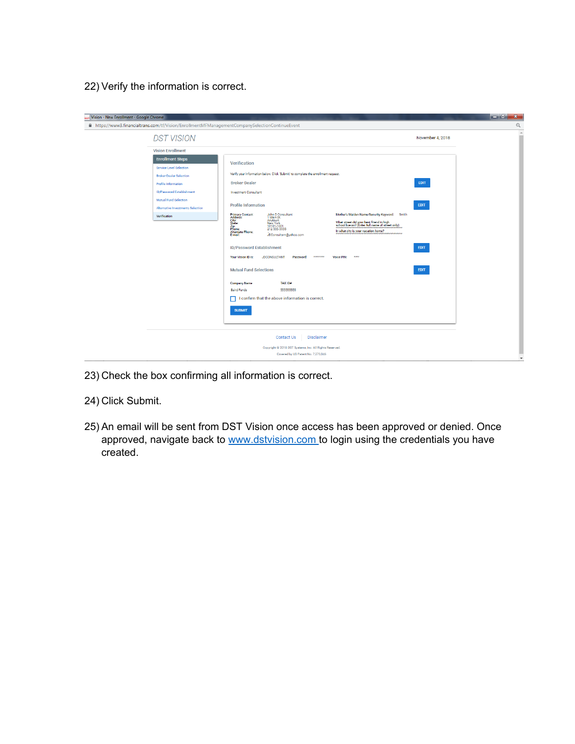22) Verify the information is correct.

23) Check the box confirming all information is correct.

24) Click Submit.

25) An email will be sent from DST Vision once access has been approved or denied. Once approved, navigate back to [www.dstvision.com](http://www.dstvision.com) to login using the credentials you have created.